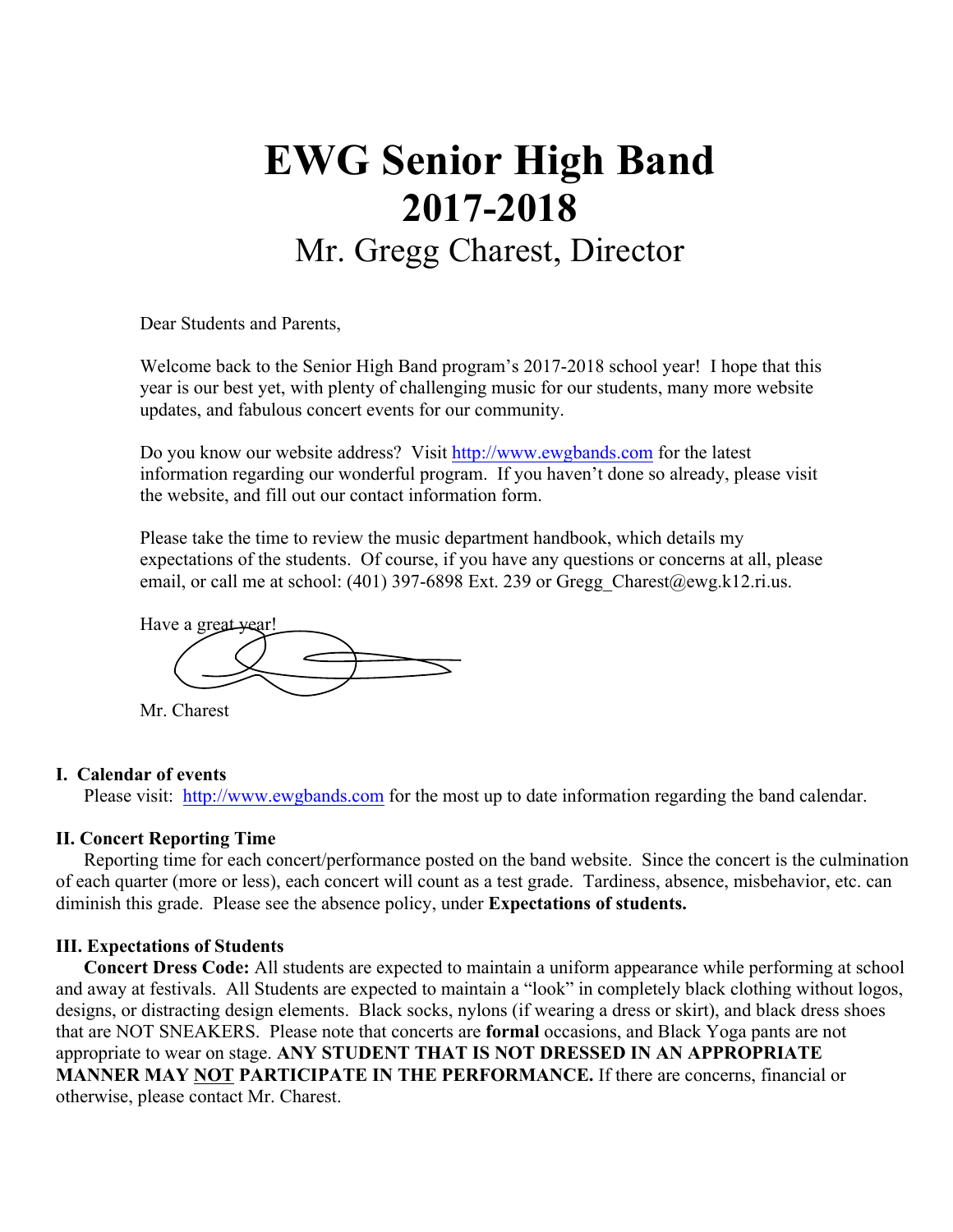# EWG Senior High Band
# 2017-2018
## Mr. Gregg Charest, Director

Dear Students and Parents,

Welcome back to the Senior High Band program's 2017-2018 school year! I hope that this year is our best yet, with plenty of challenging music for our students, many more website updates, and fabulous concert events for our community.

Do you know our website address? Visit http://www.ewgbands.com for the latest information regarding our wonderful program. If you haven't done so already, please visit the website, and fill out our contact information form.

Please take the time to review the music department handbook, which details my expectations of the students. Of course, if you have any questions or concerns at all, please email, or call me at school: (401) 397-6898 Ext. 239 or Gregg_Charest@ewg.k12.ri.us.

Have a great year!

Mr. Charest

### I. Calendar of events

Please visit: http://www.ewgbands.com for the most up to date information regarding the band calendar.

### II. Concert Reporting Time

Reporting time for each concert/performance posted on the band website. Since the concert is the culmination of each quarter (more or less), each concert will count as a test grade. Tardiness, absence, misbehavior, etc. can diminish this grade. Please see the absence policy, under **Expectations of students.**

### III. Expectations of Students

**Concert Dress Code:** All students are expected to maintain a uniform appearance while performing at school and away at festivals. All Students are expected to maintain a "look" in completely black clothing without logos, designs, or distracting design elements. Black socks, nylons (if wearing a dress or skirt), and black dress shoes that are NOT SNEAKERS. Please note that concerts are **formal** occasions, and Black Yoga pants are not appropriate to wear on stage. **ANY STUDENT THAT IS NOT DRESSED IN AN APPROPRIATE MANNER MAY <u>NOT</u> PARTICIPATE IN THE PERFORMANCE.** If there are concerns, financial or otherwise, please contact Mr. Charest.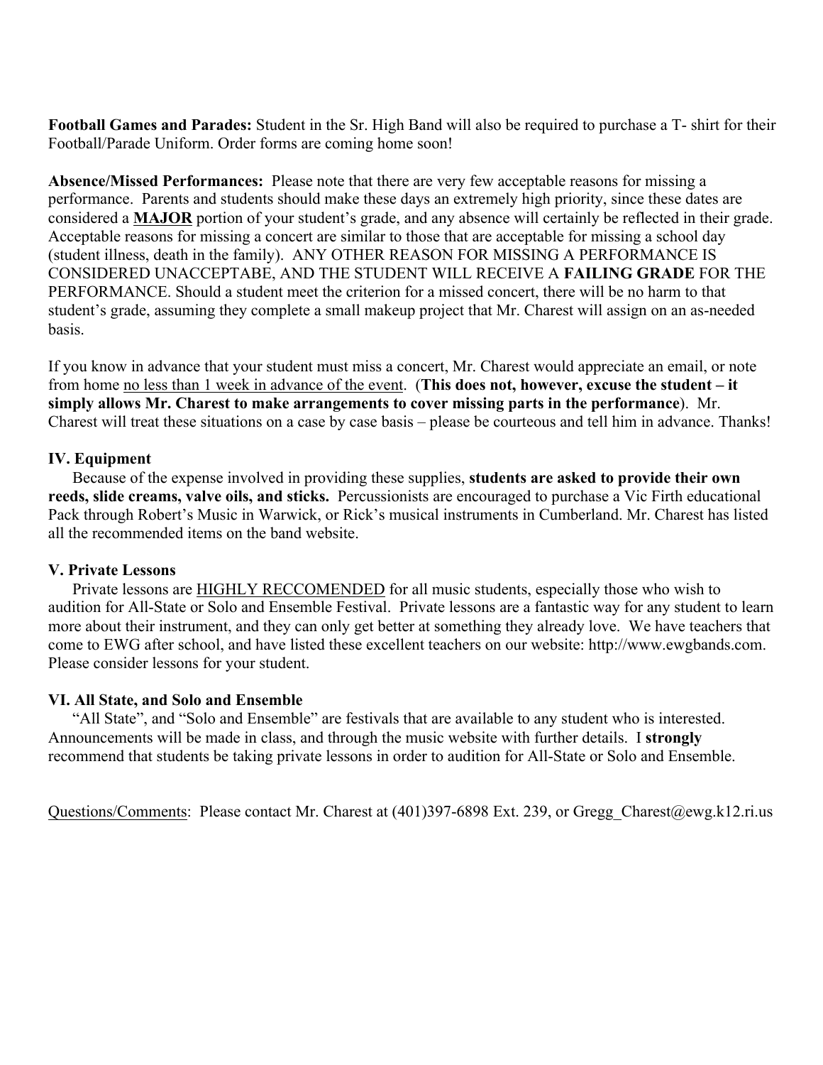**Football Games and Parades:** Student in the Sr. High Band will also be required to purchase a T- shirt for their Football/Parade Uniform. Order forms are coming home soon!

**Absence/Missed Performances:** Please note that there are very few acceptable reasons for missing a performance. Parents and students should make these days an extremely high priority, since these dates are considered a **MAJOR** portion of your student's grade, and any absence will certainly be reflected in their grade. Acceptable reasons for missing a concert are similar to those that are acceptable for missing a school day (student illness, death in the family). ANY OTHER REASON FOR MISSING A PERFORMANCE IS CONSIDERED UNACCEPTABE, AND THE STUDENT WILL RECEIVE A **FAILING GRADE** FOR THE PERFORMANCE. Should a student meet the criterion for a missed concert, there will be no harm to that student's grade, assuming they complete a small makeup project that Mr. Charest will assign on an as-needed basis.

If you know in advance that your student must miss a concert, Mr. Charest would appreciate an email, or note from home no less than 1 week in advance of the event. (**This does not, however, excuse the student – it simply allows Mr. Charest to make arrangements to cover missing parts in the performance**). Mr. Charest will treat these situations on a case by case basis – please be courteous and tell him in advance. Thanks!

### IV. Equipment

Because of the expense involved in providing these supplies, **students are asked to provide their own reeds, slide creams, valve oils, and sticks.** Percussionists are encouraged to purchase a Vic Firth educational Pack through Robert's Music in Warwick, or Rick's musical instruments in Cumberland. Mr. Charest has listed all the recommended items on the band website.

### V. Private Lessons

Private lessons are HIGHLY RECCOMENDED for all music students, especially those who wish to audition for All-State or Solo and Ensemble Festival. Private lessons are a fantastic way for any student to learn more about their instrument, and they can only get better at something they already love. We have teachers that come to EWG after school, and have listed these excellent teachers on our website: http://www.ewgbands.com. Please consider lessons for your student.

### VI. All State, and Solo and Ensemble

"All State", and "Solo and Ensemble" are festivals that are available to any student who is interested. Announcements will be made in class, and through the music website with further details. I **strongly** recommend that students be taking private lessons in order to audition for All-State or Solo and Ensemble.

Questions/Comments: Please contact Mr. Charest at (401)397-6898 Ext. 239, or Gregg_Charest@ewg.k12.ri.us